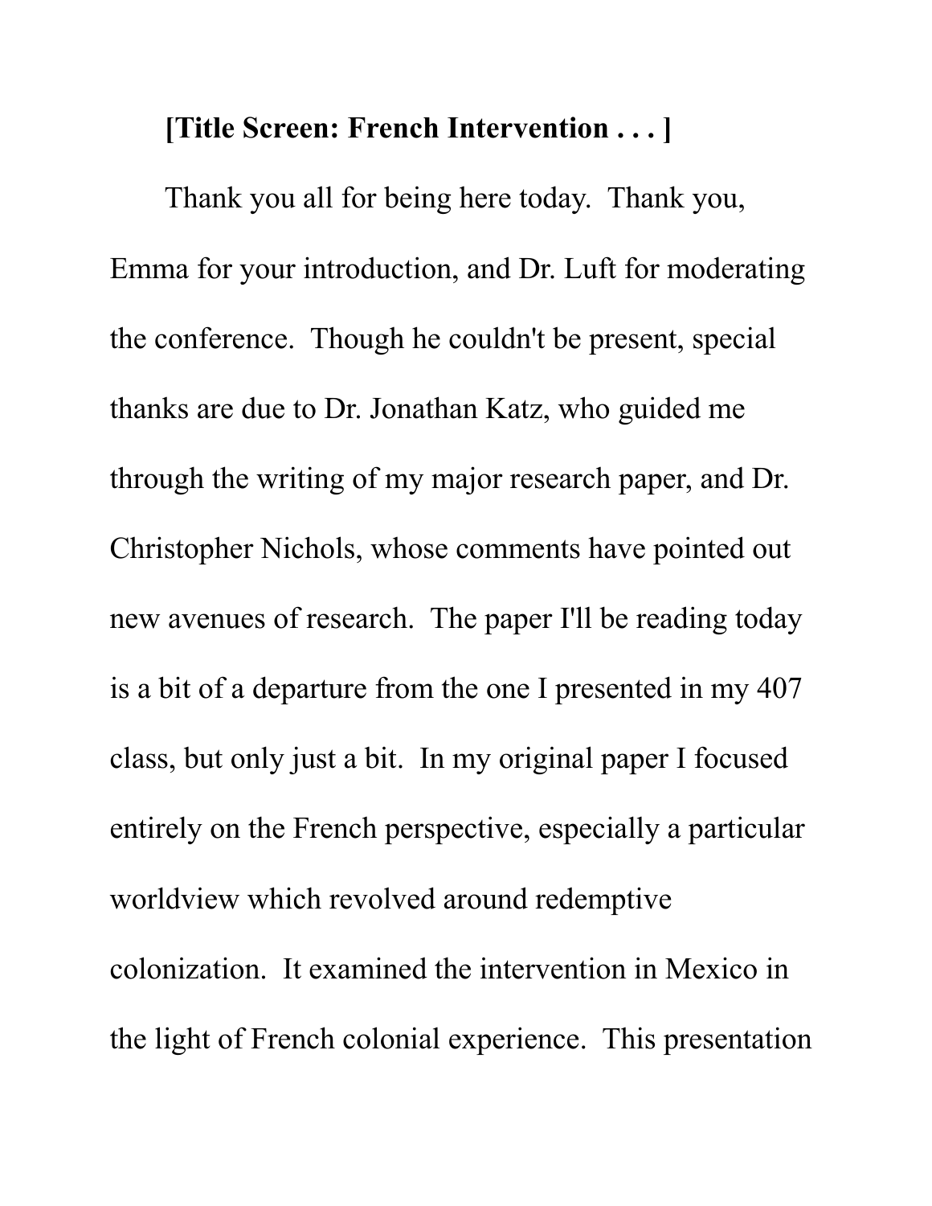**[Title Screen: French Intervention . . . ]**

Thank you all for being here today. Thank you, Emma for your introduction, and Dr. Luft for moderating the conference. Though he couldn't be present, special thanks are due to Dr. Jonathan Katz, who guided me through the writing of my major research paper, and Dr. Christopher Nichols, whose comments have pointed out new avenues of research. The paper I'll be reading today is a bit of a departure from the one I presented in my 407 class, but only just a bit. In my original paper I focused entirely on the French perspective, especially a particular worldview which revolved around redemptive colonization. It examined the intervention in Mexico in the light of French colonial experience. This presentation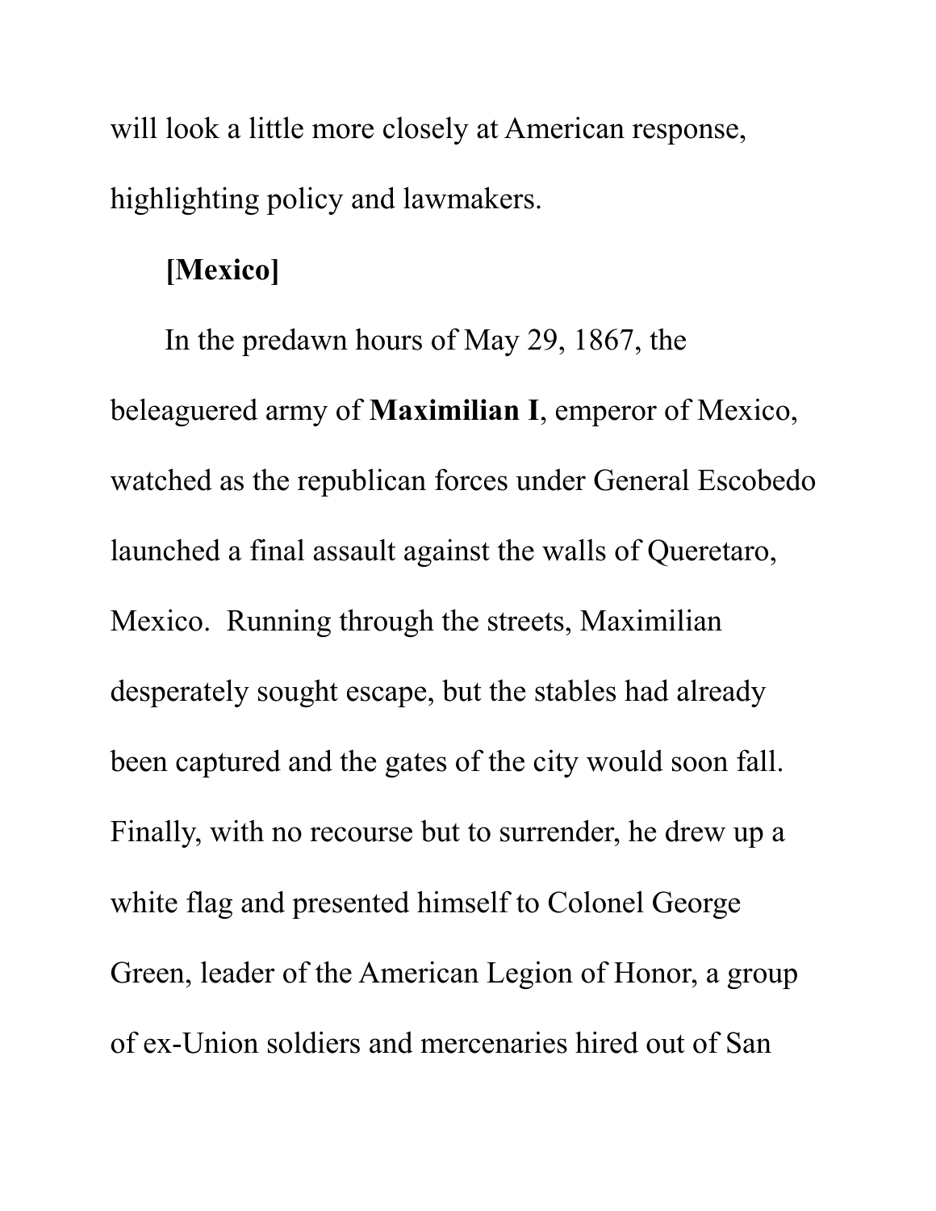will look a little more closely at American response, highlighting policy and lawmakers.

**[Mexico]**

In the predawn hours of May 29, 1867, the beleaguered army of **Maximilian I**, emperor of Mexico, watched as the republican forces under General Escobedo launched a final assault against the walls of Queretaro, Mexico. Running through the streets, Maximilian desperately sought escape, but the stables had already been captured and the gates of the city would soon fall. Finally, with no recourse but to surrender, he drew up a white flag and presented himself to Colonel George Green, leader of the American Legion of Honor, a group of ex-Union soldiers and mercenaries hired out of San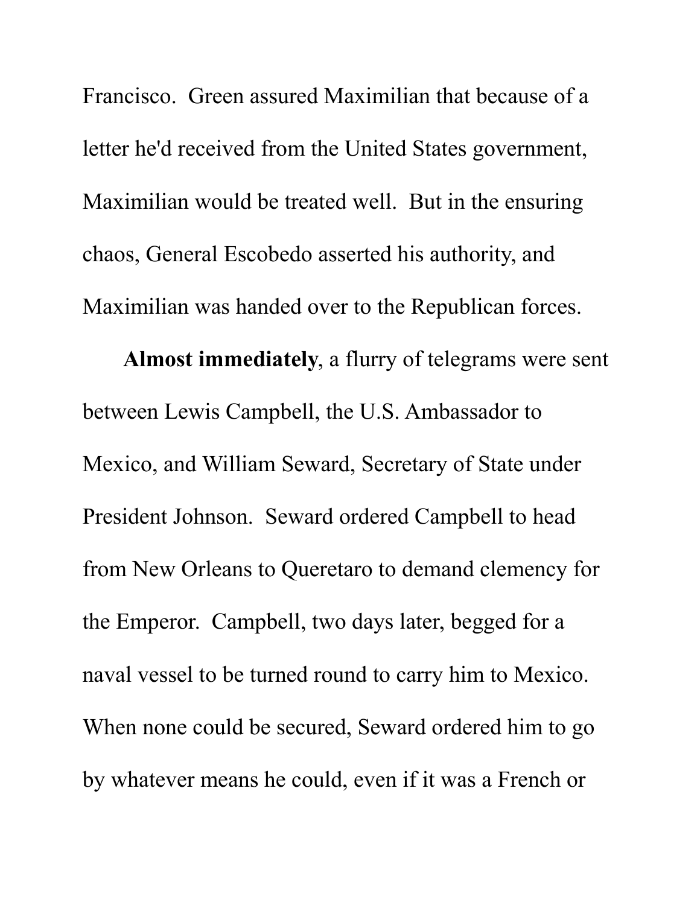Francisco. Green assured Maximilian that because of a letter he'd received from the United States government, Maximilian would be treated well. But in the ensuring chaos, General Escobedo asserted his authority, and Maximilian was handed over to the Republican forces.

**Almost immediately**, a flurry of telegrams were sent between Lewis Campbell, the U.S. Ambassador to Mexico, and William Seward, Secretary of State under President Johnson. Seward ordered Campbell to head from New Orleans to Queretaro to demand clemency for the Emperor. Campbell, two days later, begged for a naval vessel to be turned round to carry him to Mexico. When none could be secured, Seward ordered him to go by whatever means he could, even if it was a French or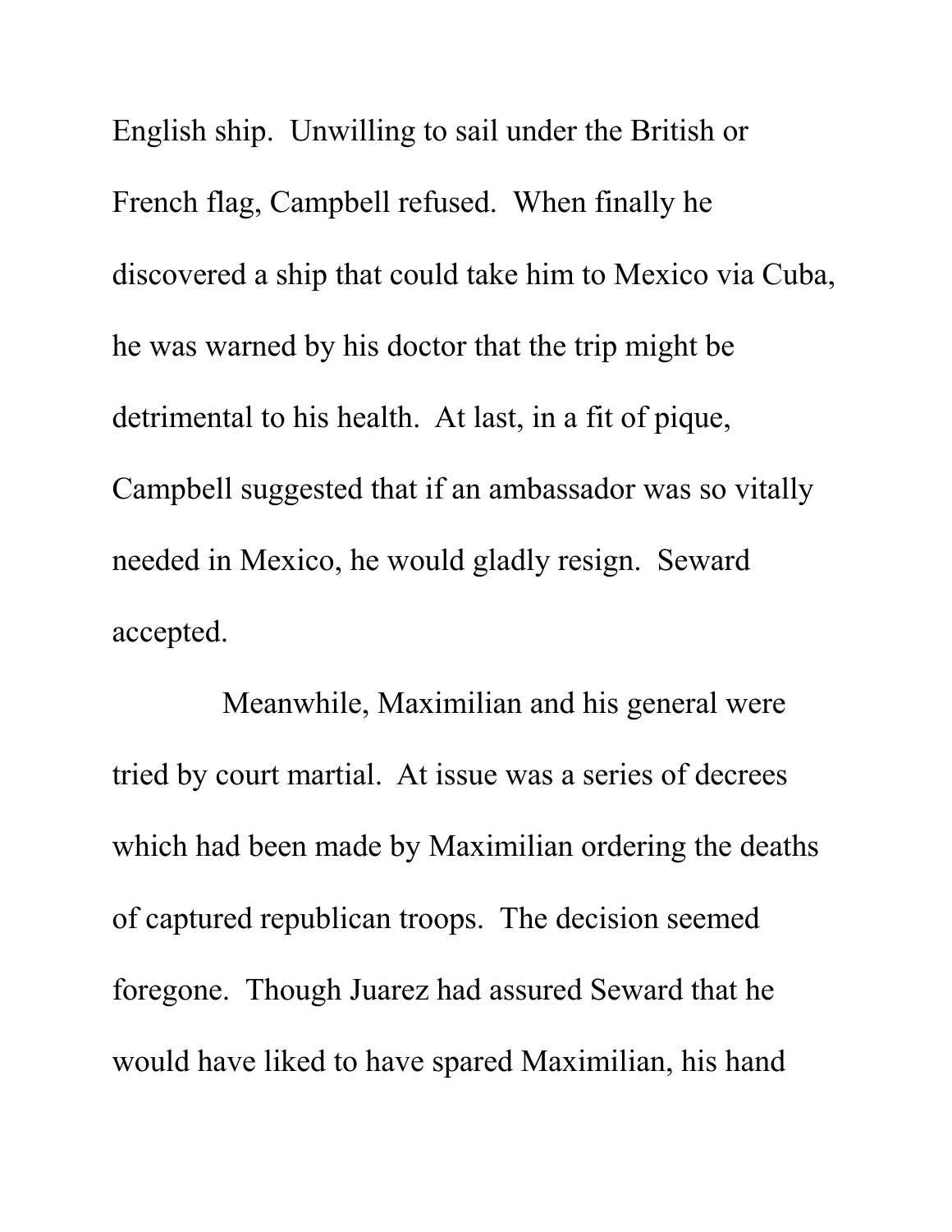English ship. Unwilling to sail under the British or French flag, Campbell refused. When finally he discovered a ship that could take him to Mexico via Cuba, he was warned by his doctor that the trip might be detrimental to his health. At last, in a fit of pique, Campbell suggested that if an ambassador was so vitally needed in Mexico, he would gladly resign. Seward accepted.

Meanwhile, Maximilian and his general were tried by court martial. At issue was a series of decrees which had been made by Maximilian ordering the deaths of captured republican troops. The decision seemed foregone. Though Juarez had assured Seward that he would have liked to have spared Maximilian, his hand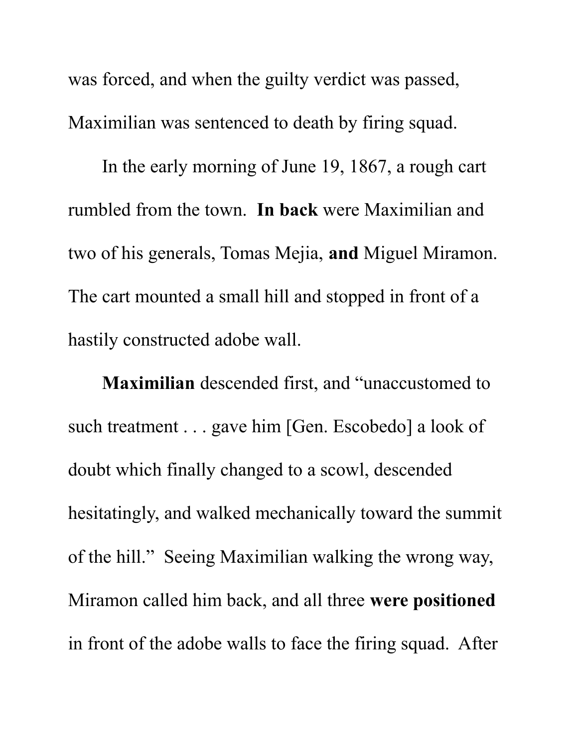was forced, and when the guilty verdict was passed, Maximilian was sentenced to death by firing squad.

In the early morning of June 19, 1867, a rough cart rumbled from the town. **In back** were Maximilian and two of his generals, Tomas Mejia, **and** Miguel Miramon. The cart mounted a small hill and stopped in front of a hastily constructed adobe wall.

**Maximilian** descended first, and "unaccustomed to such treatment . . . gave him [Gen. Escobedo] a look of doubt which finally changed to a scowl, descended hesitatingly, and walked mechanically toward the summit of the hill." Seeing Maximilian walking the wrong way, Miramon called him back, and all three **were positioned** in front of the adobe walls to face the firing squad. After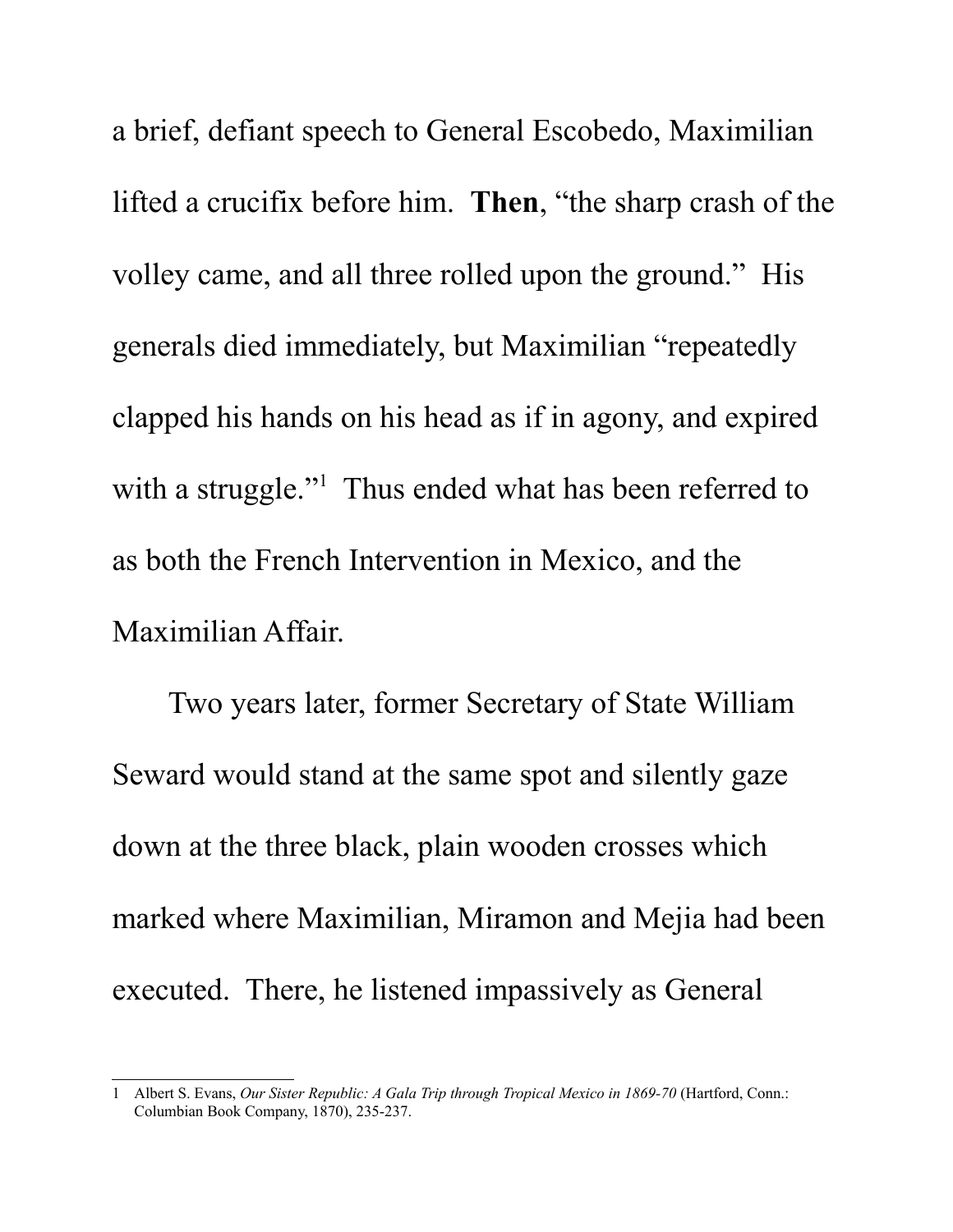a brief, defiant speech to General Escobedo, Maximilian lifted a crucifix before him. **Then**, "the sharp crash of the volley came, and all three rolled upon the ground." His generals died immediately, but Maximilian "repeatedly clapped his hands on his head as if in agony, and expired with a struggle."[1] Thus ended what has been referred to as both the French Intervention in Mexico, and the Maximilian Affair.

Two years later, former Secretary of State William Seward would stand at the same spot and silently gaze down at the three black, plain wooden crosses which marked where Maximilian, Miramon and Mejia had been executed. There, he listened impassively as General

---

1 Albert S. Evans, *Our Sister Republic: A Gala Trip through Tropical Mexico in 1869-70* (Hartford, Conn.: Columbian Book Company, 1870), 235-237.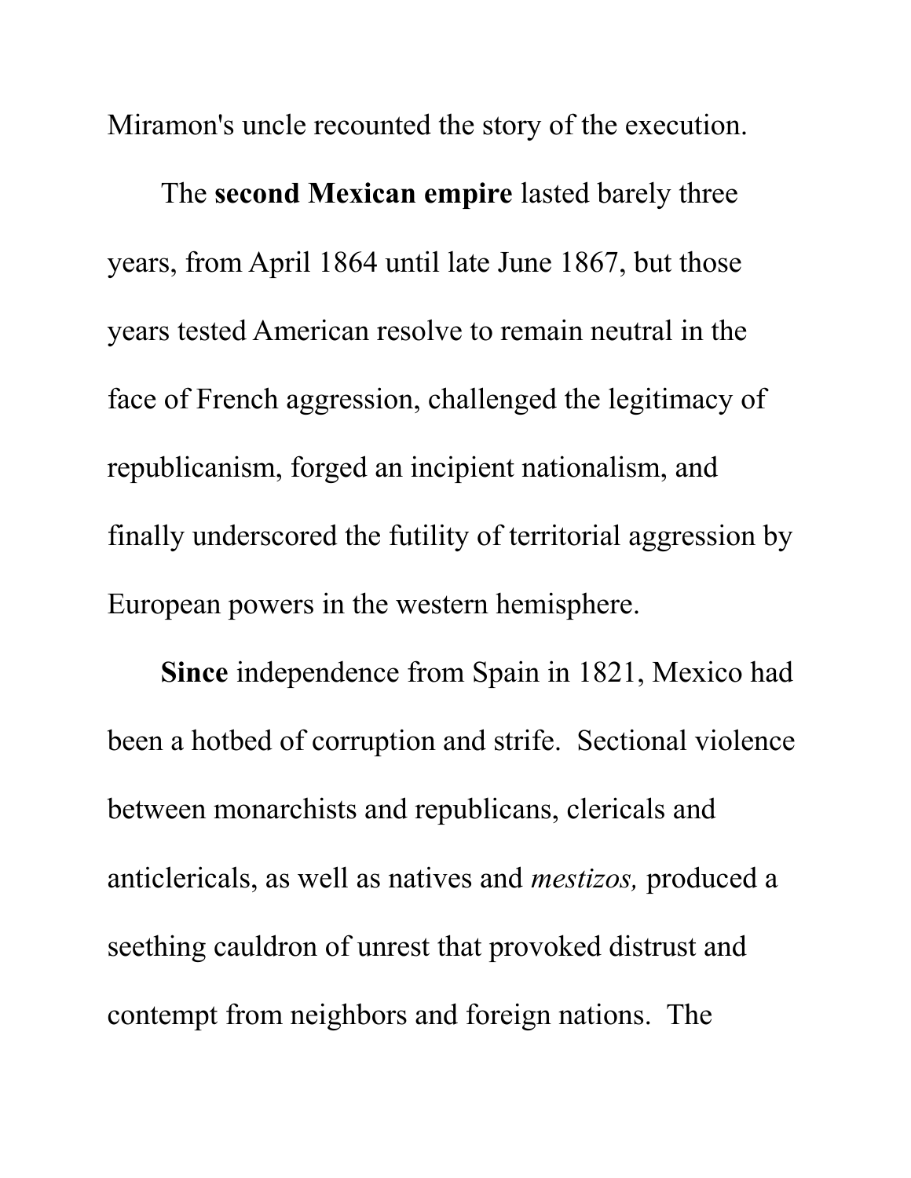Miramon's uncle recounted the story of the execution.

The **second Mexican empire** lasted barely three years, from April 1864 until late June 1867, but those years tested American resolve to remain neutral in the face of French aggression, challenged the legitimacy of republicanism, forged an incipient nationalism, and finally underscored the futility of territorial aggression by European powers in the western hemisphere.

**Since** independence from Spain in 1821, Mexico had been a hotbed of corruption and strife. Sectional violence between monarchists and republicans, clericals and anticlericals, as well as natives and *mestizos,* produced a seething cauldron of unrest that provoked distrust and contempt from neighbors and foreign nations. The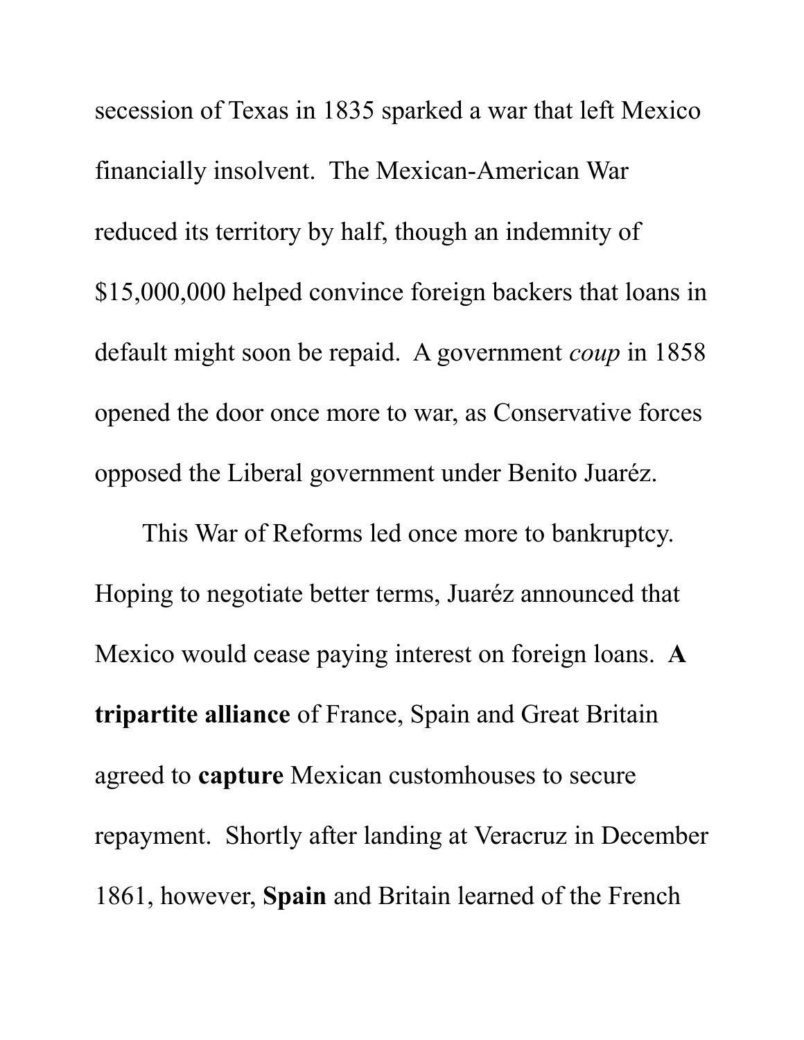secession of Texas in 1835 sparked a war that left Mexico financially insolvent. The Mexican-American War reduced its territory by half, though an indemnity of $15,000,000 helped convince foreign backers that loans in default might soon be repaid. A government *coup* in 1858 opened the door once more to war, as Conservative forces opposed the Liberal government under Benito Juaréz.

This War of Reforms led once more to bankruptcy. Hoping to negotiate better terms, Juaréz announced that Mexico would cease paying interest on foreign loans. **A tripartite alliance** of France, Spain and Great Britain agreed to **capture** Mexican customhouses to secure repayment. Shortly after landing at Veracruz in December 1861, however, **Spain** and Britain learned of the French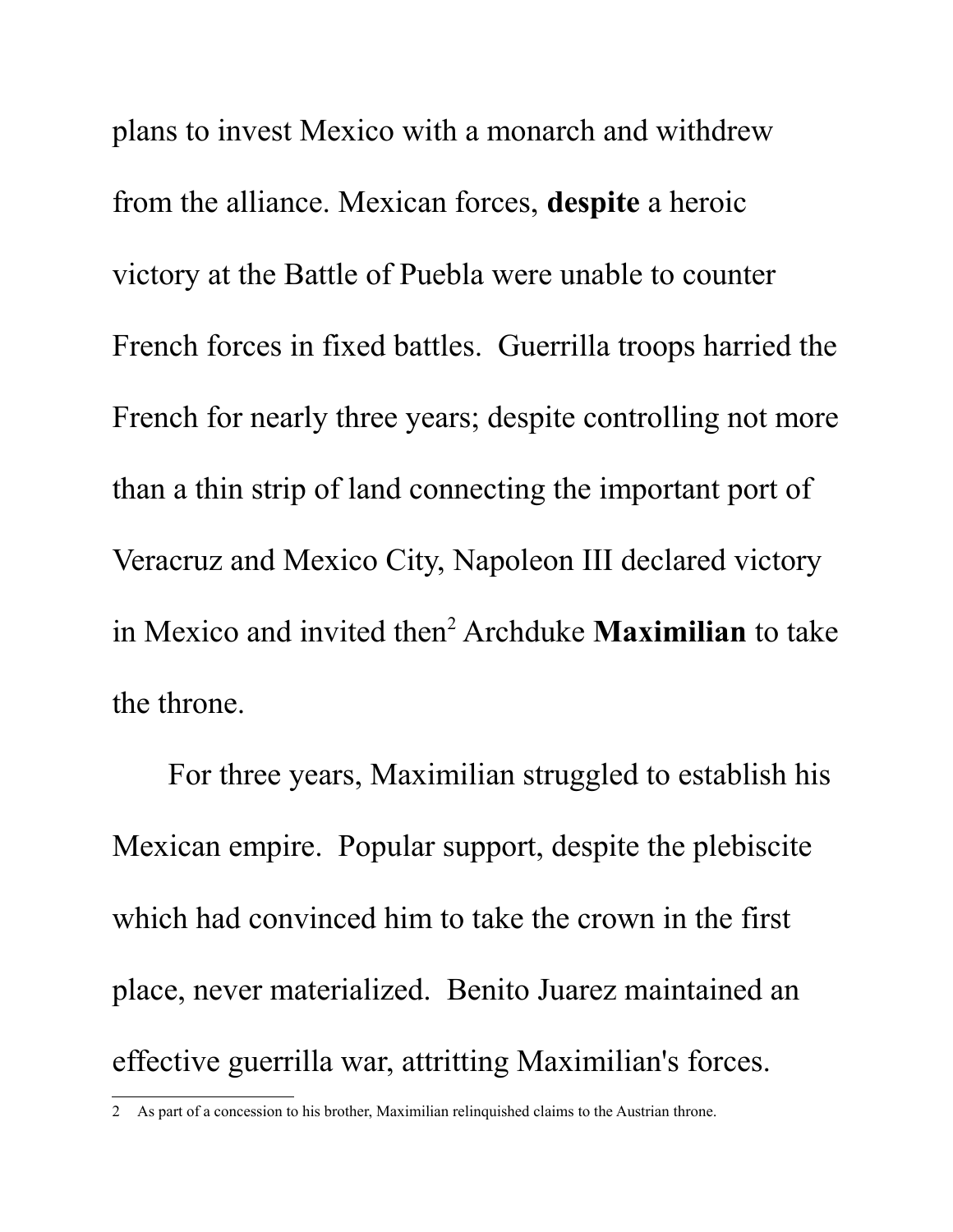plans to invest Mexico with a monarch and withdrew from the alliance. Mexican forces, **despite** a heroic victory at the Battle of Puebla were unable to counter French forces in fixed battles.  Guerrilla troops harried the French for nearly three years; despite controlling not more than a thin strip of land connecting the important port of Veracruz and Mexico City, Napoleon III declared victory in Mexico and invited then[2] Archduke **Maximilian** to take the throne.

For three years, Maximilian struggled to establish his Mexican empire.  Popular support, despite the plebiscite which had convinced him to take the crown in the first place, never materialized.  Benito Juarez maintained an effective guerrilla war, attritting Maximilian's forces.

---

2 As part of a concession to his brother, Maximilian relinquished claims to the Austrian throne.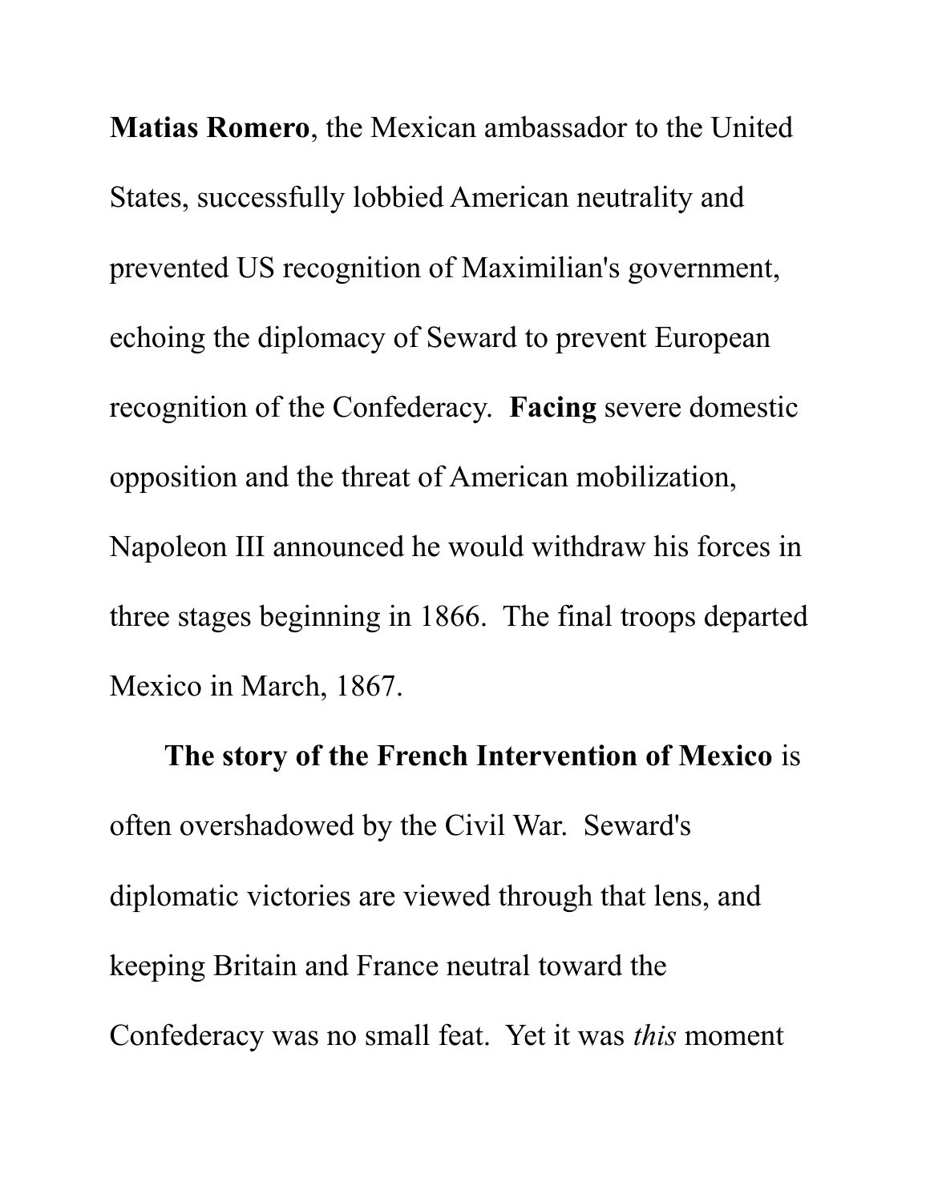**Matias Romero**, the Mexican ambassador to the United States, successfully lobbied American neutrality and prevented US recognition of Maximilian's government, echoing the diplomacy of Seward to prevent European recognition of the Confederacy. **Facing** severe domestic opposition and the threat of American mobilization, Napoleon III announced he would withdraw his forces in three stages beginning in 1866. The final troops departed Mexico in March, 1867.

**The story of the French Intervention of Mexico** is often overshadowed by the Civil War. Seward's diplomatic victories are viewed through that lens, and keeping Britain and France neutral toward the Confederacy was no small feat. Yet it was *this* moment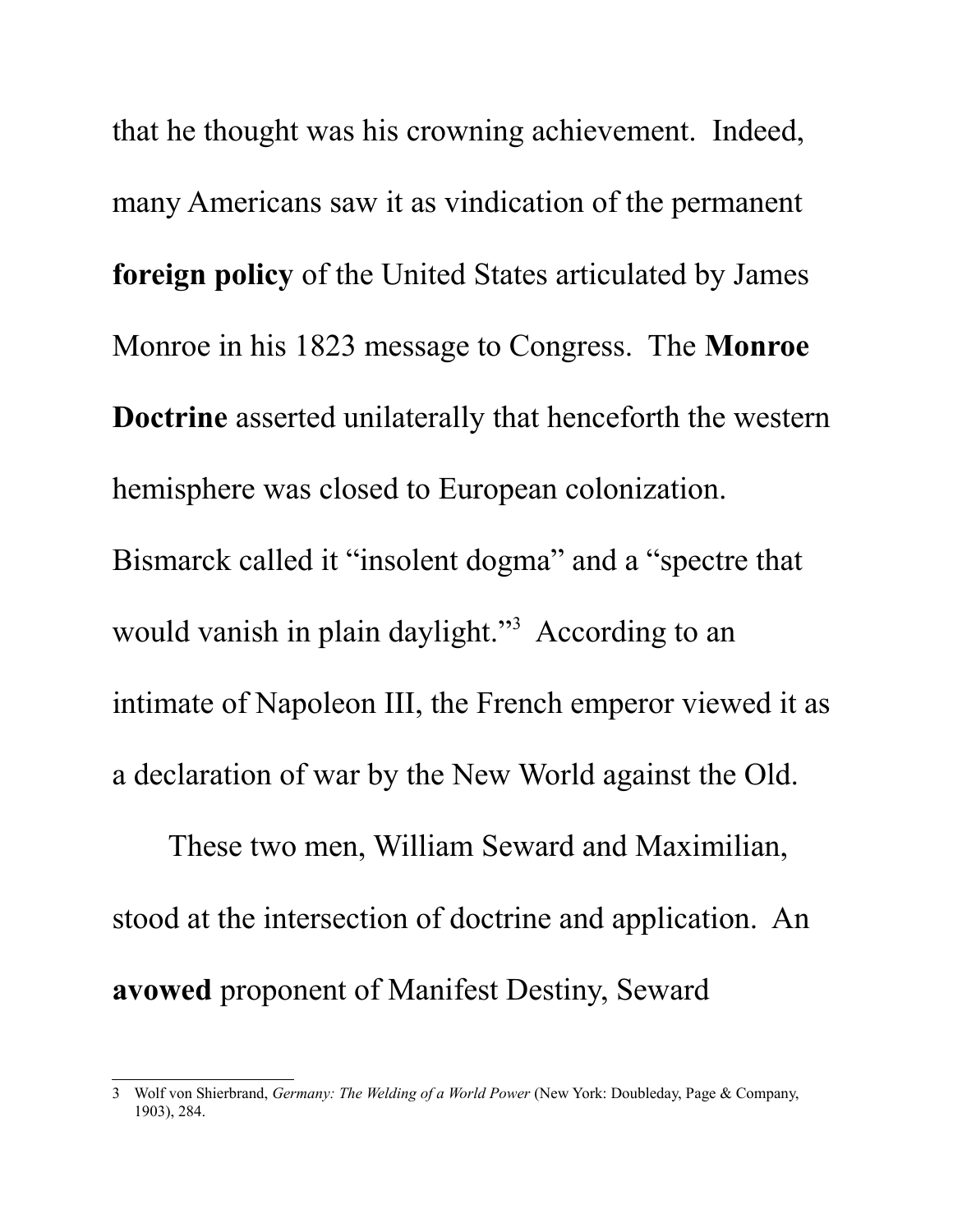that he thought was his crowning achievement. Indeed, many Americans saw it as vindication of the permanent **foreign policy** of the United States articulated by James Monroe in his 1823 message to Congress. The **Monroe Doctrine** asserted unilaterally that henceforth the western hemisphere was closed to European colonization. Bismarck called it "insolent dogma" and a "spectre that would vanish in plain daylight."[3] According to an intimate of Napoleon III, the French emperor viewed it as a declaration of war by the New World against the Old.

These two men, William Seward and Maximilian, stood at the intersection of doctrine and application. An **avowed** proponent of Manifest Destiny, Seward

---

3 Wolf von Shierbrand, *Germany: The Welding of a World Power* (New York: Doubleday, Page & Company, 1903), 284.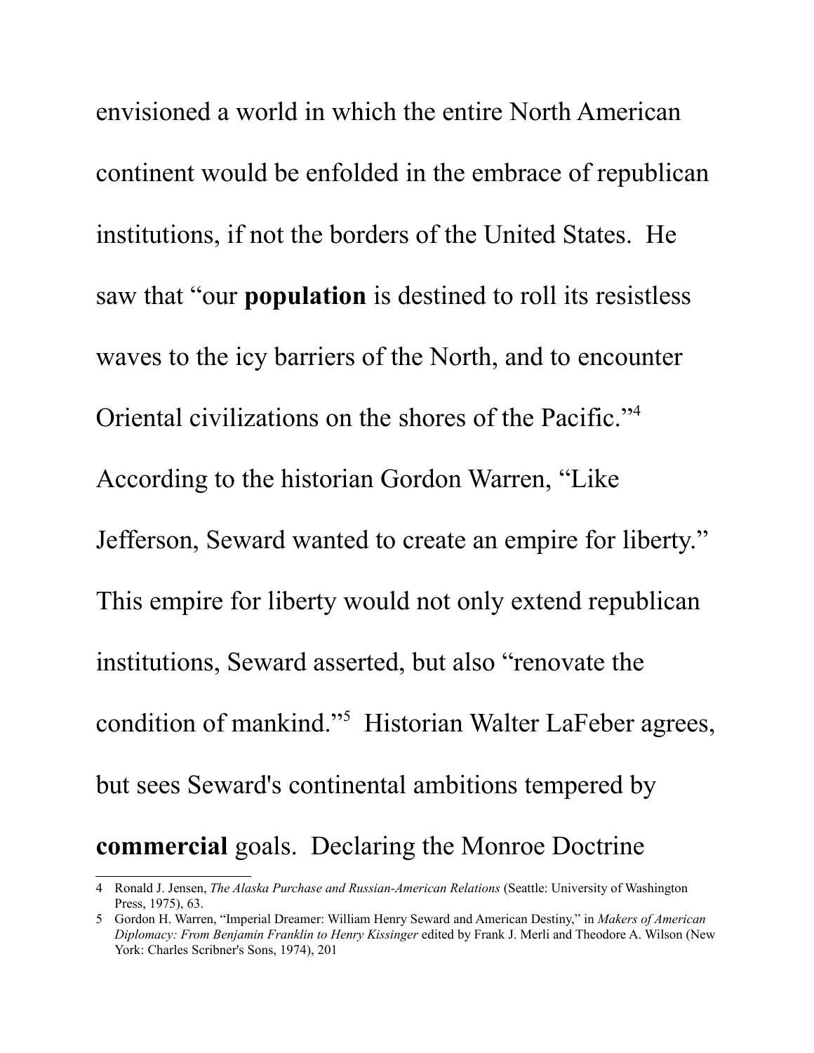envisioned a world in which the entire North American continent would be enfolded in the embrace of republican institutions, if not the borders of the United States. He saw that "our **population** is destined to roll its resistless waves to the icy barriers of the North, and to encounter Oriental civilizations on the shores of the Pacific."[4] According to the historian Gordon Warren, "Like Jefferson, Seward wanted to create an empire for liberty." This empire for liberty would not only extend republican institutions, Seward asserted, but also "renovate the condition of mankind."[5] Historian Walter LaFeber agrees, but sees Seward's continental ambitions tempered by **commercial** goals. Declaring the Monroe Doctrine

---

4 Ronald J. Jensen, *The Alaska Purchase and Russian-American Relations* (Seattle: University of Washington Press, 1975), 63.

5 Gordon H. Warren, "Imperial Dreamer: William Henry Seward and American Destiny," in *Makers of American Diplomacy: From Benjamin Franklin to Henry Kissinger* edited by Frank J. Merli and Theodore A. Wilson (New York: Charles Scribner's Sons, 1974), 201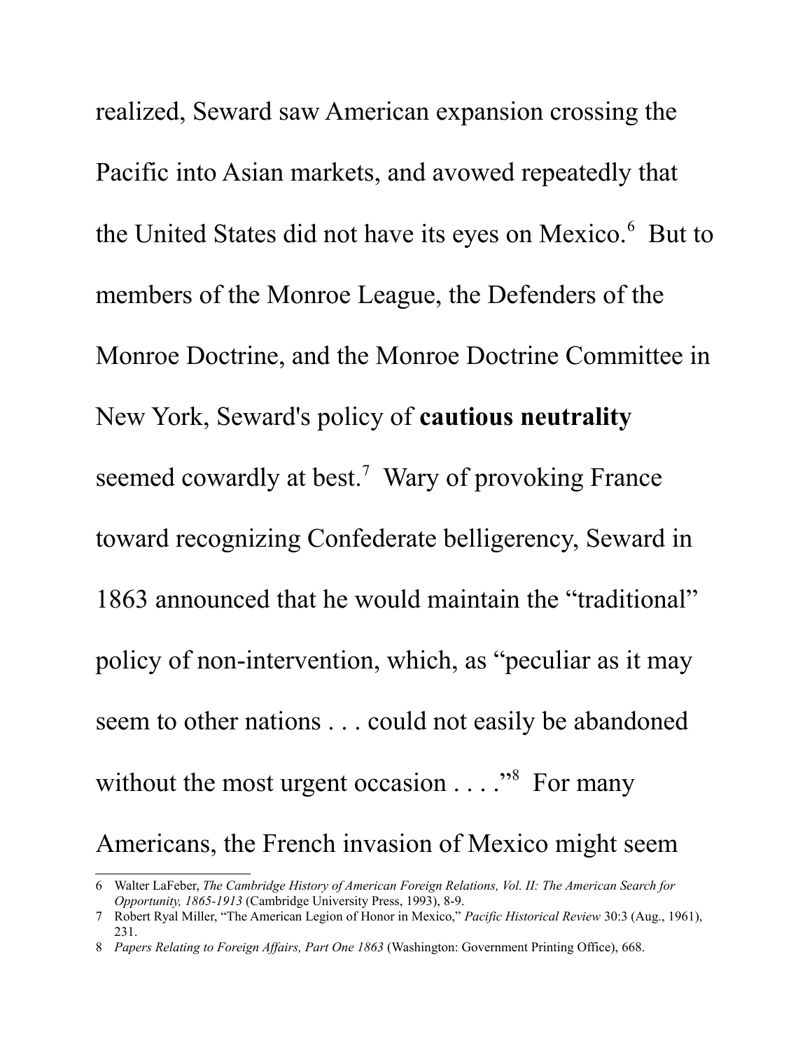realized, Seward saw American expansion crossing the Pacific into Asian markets, and avowed repeatedly that the United States did not have its eyes on Mexico.[6] But to members of the Monroe League, the Defenders of the Monroe Doctrine, and the Monroe Doctrine Committee in New York, Seward's policy of **cautious neutrality** seemed cowardly at best.[7] Wary of provoking France toward recognizing Confederate belligerency, Seward in 1863 announced that he would maintain the "traditional" policy of non-intervention, which, as "peculiar as it may seem to other nations . . . could not easily be abandoned without the most urgent occasion . . . ."[8] For many Americans, the French invasion of Mexico might seem

---

6 Walter LaFeber, *The Cambridge History of American Foreign Relations, Vol. II: The American Search for Opportunity, 1865-1913* (Cambridge University Press, 1993), 8-9.

7 Robert Ryal Miller, "The American Legion of Honor in Mexico," *Pacific Historical Review* 30:3 (Aug., 1961), 231.

8 *Papers Relating to Foreign Affairs, Part One 1863* (Washington: Government Printing Office), 668.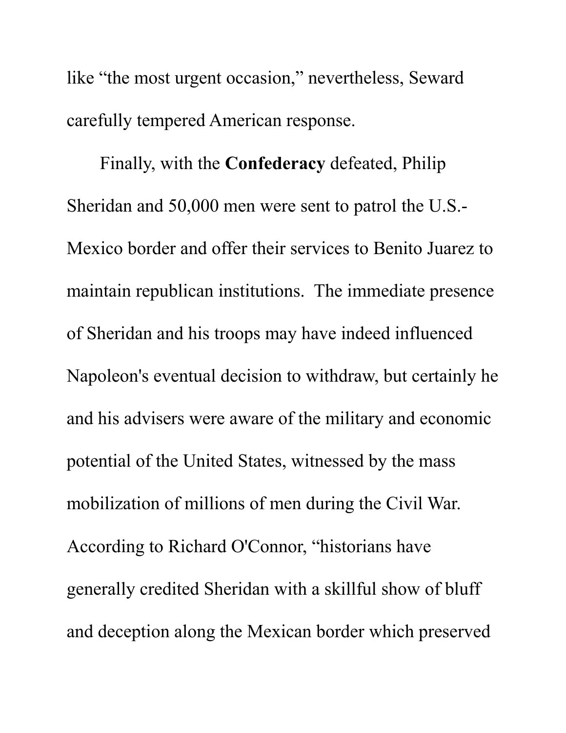like "the most urgent occasion," nevertheless, Seward carefully tempered American response.

Finally, with the **Confederacy** defeated, Philip Sheridan and 50,000 men were sent to patrol the U.S.-Mexico border and offer their services to Benito Juarez to maintain republican institutions. The immediate presence of Sheridan and his troops may have indeed influenced Napoleon's eventual decision to withdraw, but certainly he and his advisers were aware of the military and economic potential of the United States, witnessed by the mass mobilization of millions of men during the Civil War. According to Richard O'Connor, "historians have generally credited Sheridan with a skillful show of bluff and deception along the Mexican border which preserved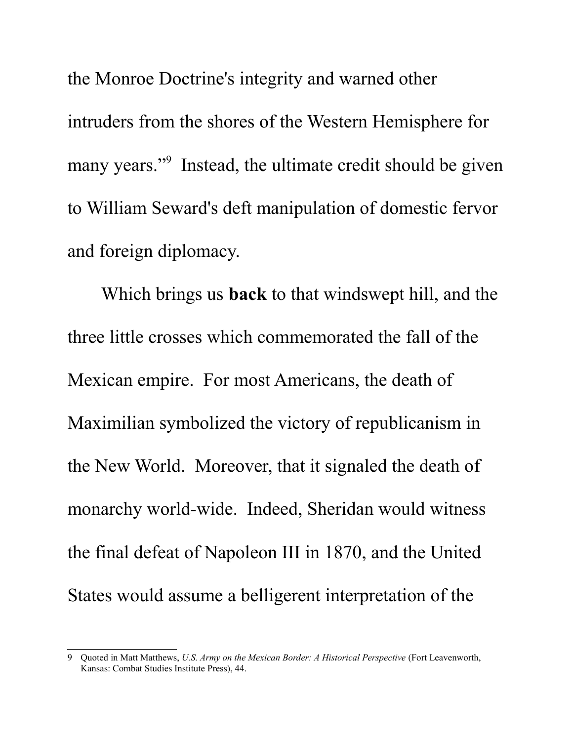the Monroe Doctrine's integrity and warned other intruders from the shores of the Western Hemisphere for many years."[9] Instead, the ultimate credit should be given to William Seward's deft manipulation of domestic fervor and foreign diplomacy.

Which brings us **back** to that windswept hill, and the three little crosses which commemorated the fall of the Mexican empire. For most Americans, the death of Maximilian symbolized the victory of republicanism in the New World. Moreover, that it signaled the death of monarchy world-wide. Indeed, Sheridan would witness the final defeat of Napoleon III in 1870, and the United States would assume a belligerent interpretation of the

---

9 Quoted in Matt Matthews, *U.S. Army on the Mexican Border: A Historical Perspective* (Fort Leavenworth, Kansas: Combat Studies Institute Press), 44.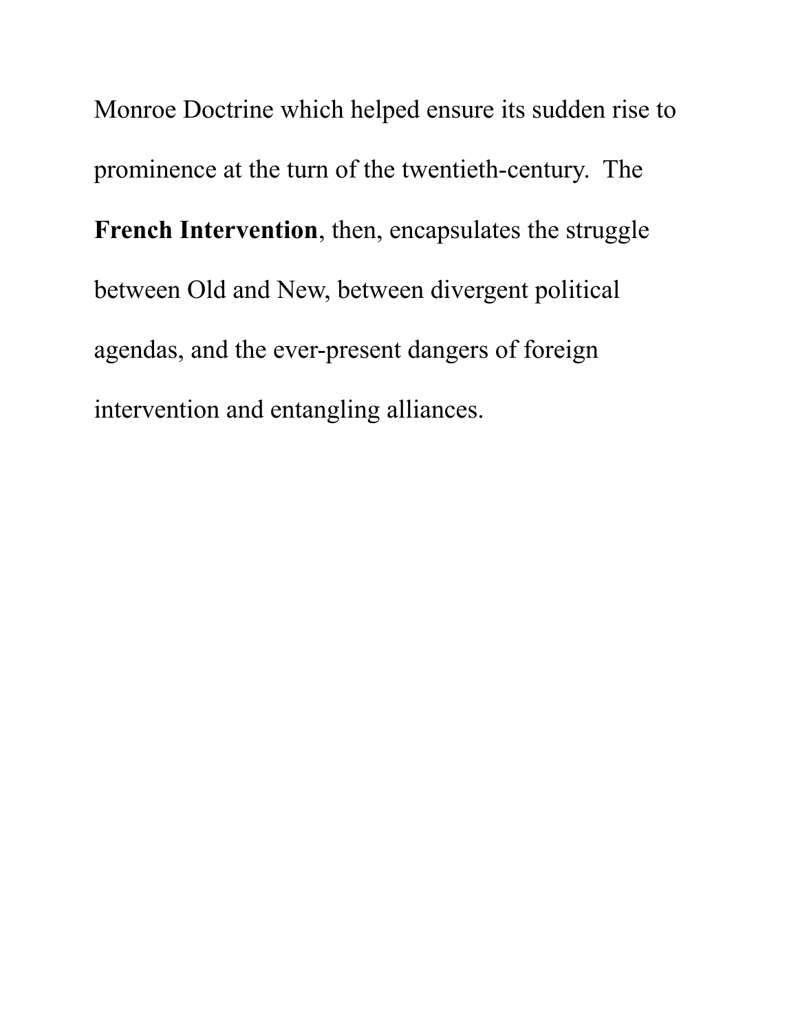Monroe Doctrine which helped ensure its sudden rise to prominence at the turn of the twentieth-century. The **French Intervention**, then, encapsulates the struggle between Old and New, between divergent political agendas, and the ever-present dangers of foreign intervention and entangling alliances.